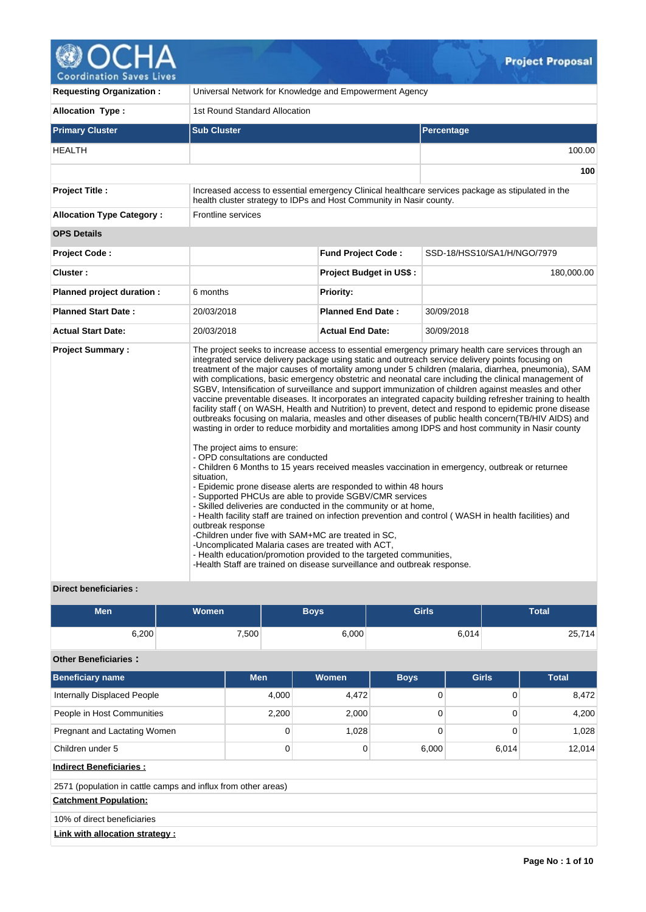**Project Proposal**

| | |
|---|---|
| **Requesting Organization :** | Universal Network for Knowledge and Empowerment Agency |
| **Allocation Type :** | 1st Round Standard Allocation |

| Primary Cluster | Sub Cluster | Percentage |
|---|---|---|
| HEALTH | | 100.00 |
| | | **100** |

| | |
|---|---|
| **Project Title :** | Increased access to essential emergency Clinical healthcare services package as stipulated in the health cluster strategy to IDPs and Host Community in Nasir county. |
| **Allocation Type Category :** | Frontline services |

**OPS Details**

| | | | |
|---|---|---|---|
| **Project Code :** | | **Fund Project Code :** | SSD-18/HSS10/SA1/H/NGO/7979 |
| **Cluster :** | | **Project Budget in US$ :** | 180,000.00 |
| **Planned project duration :** | 6 months | **Priority:** | |
| **Planned Start Date :** | 20/03/2018 | **Planned End Date :** | 30/09/2018 |
| **Actual Start Date:** | 20/03/2018 | **Actual End Date:** | 30/09/2018 |

**Project Summary :**

The project seeks to increase access to essential emergency primary health care services through an integrated service delivery package using static and outreach service delivery points focusing on treatment of the major causes of mortality among under 5 children (malaria, diarrhea, pneumonia), SAM with complications, basic emergency obstetric and neonatal care including the clinical management of SGBV, Intensification of surveillance and support immunization of children against measles and other vaccine preventable diseases. It incorporates an integrated capacity building refresher training to health facility staff ( on WASH, Health and Nutrition) to prevent, detect and respond to epidemic prone disease outbreaks focusing on malaria, measles and other diseases of public health concern(TB/HIV AIDS) and wasting in order to reduce morbidity and mortalities among IDPS and host community in Nasir county

The project aims to ensure:
- OPD consultations are conducted
- Children 6 Months to 15 years received measles vaccination in emergency, outbreak or returnee situation,
- Epidemic prone disease alerts are responded to within 48 hours
- Supported PHCUs are able to provide SGBV/CMR services
- Skilled deliveries are conducted in the community or at home,
- Health facility staff are trained on infection prevention and control ( WASH in health facilities) and outbreak response
-Children under five with SAM+MC are treated in SC,
-Uncomplicated Malaria cases are treated with ACT,
- Health education/promotion provided to the targeted communities,
-Health Staff are trained on disease surveillance and outbreak response.

**Direct beneficiaries :**

| Men | Women | Boys | Girls | Total |
|---|---|---|---|---|
| 6,200 | 7,500 | 6,000 | 6,014 | 25,714 |

**Other Beneficiaries :**

| Beneficiary name | Men | Women | Boys | Girls | Total |
|---|---|---|---|---|---|
| Internally Displaced People | 4,000 | 4,472 | 0 | 0 | 8,472 |
| People in Host Communities | 2,200 | 2,000 | 0 | 0 | 4,200 |
| Pregnant and Lactating Women | 0 | 1,028 | 0 | 0 | 1,028 |
| Children under 5 | 0 | 0 | 6,000 | 6,014 | 12,014 |

**Indirect Beneficiaries :**

2571 (population in cattle camps and influx from other areas)

**Catchment Population:**

10% of direct beneficiaries

**Link with allocation strategy :**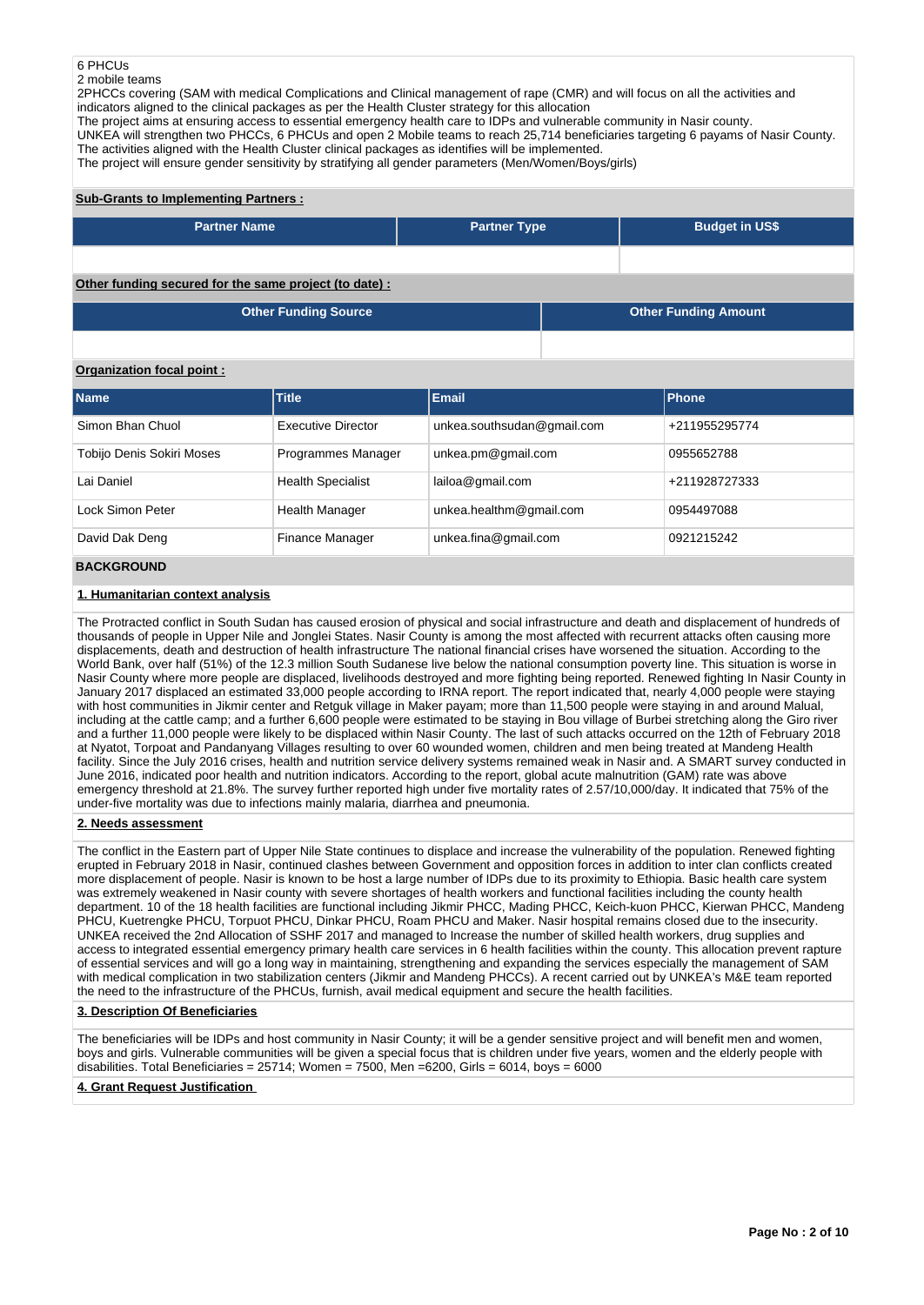6 PHCUs
2 mobile teams
2PHCCs covering (SAM with medical Complications and Clinical management of rape (CMR) and will focus on all the activities and indicators aligned to the clinical packages as per the Health Cluster strategy for this allocation
The project aims at ensuring access to essential emergency health care to IDPs and vulnerable community in Nasir county.
UNKEA will strengthen two PHCCs, 6 PHCUs and open 2 Mobile teams to reach 25,714 beneficiaries targeting 6 payams of Nasir County.
The activities aligned with the Health Cluster clinical packages as identifies will be implemented.
The project will ensure gender sensitivity by stratifying all gender parameters (Men/Women/Boys/girls)

**Sub-Grants to Implementing Partners :**

| Partner Name | Partner Type | Budget in US$ |
|---|---|---|
| | | |

**Other funding secured for the same project (to date) :**

| Other Funding Source | Other Funding Amount |
|---|---|
| | |

**Organization focal point :**

| Name | Title | Email | Phone |
|---|---|---|---|
| Simon Bhan Chuol | Executive Director | unkea.southsudan@gmail.com | +211955295774 |
| Tobijo Denis Sokiri Moses | Programmes Manager | unkea.pm@gmail.com | 0955652788 |
| Lai Daniel | Health Specialist | lailoa@gmail.com | +211928727333 |
| Lock Simon Peter | Health Manager | unkea.healthm@gmail.com | 0954497088 |
| David Dak Deng | Finance Manager | unkea.fina@gmail.com | 0921215242 |

## BACKGROUND

### 1. Humanitarian context analysis

The Protracted conflict in South Sudan has caused erosion of physical and social infrastructure and death and displacement of hundreds of thousands of people in Upper Nile and Jonglei States. Nasir County is among the most affected with recurrent attacks often causing more displacements, death and destruction of health infrastructure The national financial crises have worsened the situation. According to the World Bank, over half (51%) of the 12.3 million South Sudanese live below the national consumption poverty line. This situation is worse in Nasir County where more people are displaced, livelihoods destroyed and more fighting being reported. Renewed fighting In Nasir County in January 2017 displaced an estimated 33,000 people according to IRNA report. The report indicated that, nearly 4,000 people were staying with host communities in Jikmir center and Retguk village in Maker payam; more than 11,500 people were staying in and around Malual, including at the cattle camp; and a further 6,600 people were estimated to be staying in Bou village of Burbei stretching along the Giro river and a further 11,000 people were likely to be displaced within Nasir County. The last of such attacks occurred on the 12th of February 2018 at Nyatot, Torpoat and Pandanyang Villages resulting to over 60 wounded women, children and men being treated at Mandeng Health facility. Since the July 2016 crises, health and nutrition service delivery systems remained weak in Nasir and. A SMART survey conducted in June 2016, indicated poor health and nutrition indicators. According to the report, global acute malnutrition (GAM) rate was above emergency threshold at 21.8%. The survey further reported high under five mortality rates of 2.57/10,000/day. It indicated that 75% of the under-five mortality was due to infections mainly malaria, diarrhea and pneumonia.

### 2. Needs assessment

The conflict in the Eastern part of Upper Nile State continues to displace and increase the vulnerability of the population. Renewed fighting erupted in February 2018 in Nasir, continued clashes between Government and opposition forces in addition to inter clan conflicts created more displacement of people. Nasir is known to be host a large number of IDPs due to its proximity to Ethiopia. Basic health care system was extremely weakened in Nasir county with severe shortages of health workers and functional facilities including the county health department. 10 of the 18 health facilities are functional including Jikmir PHCC, Mading PHCC, Keich-kuon PHCC, Kierwan PHCC, Mandeng PHCU, Kuetrengke PHCU, Torpuot PHCU, Dinkar PHCU, Roam PHCU and Maker. Nasir hospital remains closed due to the insecurity. UNKEA received the 2nd Allocation of SSHF 2017 and managed to Increase the number of skilled health workers, drug supplies and access to integrated essential emergency primary health care services in 6 health facilities within the county. This allocation prevent rapture of essential services and will go a long way in maintaining, strengthening and expanding the services especially the management of SAM with medical complication in two stabilization centers (Jikmir and Mandeng PHCCs). A recent carried out by UNKEA's M&E team reported the need to the infrastructure of the PHCUs, furnish, avail medical equipment and secure the health facilities.

### 3. Description Of Beneficiaries

The beneficiaries will be IDPs and host community in Nasir County; it will be a gender sensitive project and will benefit men and women, boys and girls. Vulnerable communities will be given a special focus that is children under five years, women and the elderly people with disabilities. Total Beneficiaries = 25714; Women = 7500, Men =6200, Girls = 6014, boys = 6000

### 4. Grant Request Justification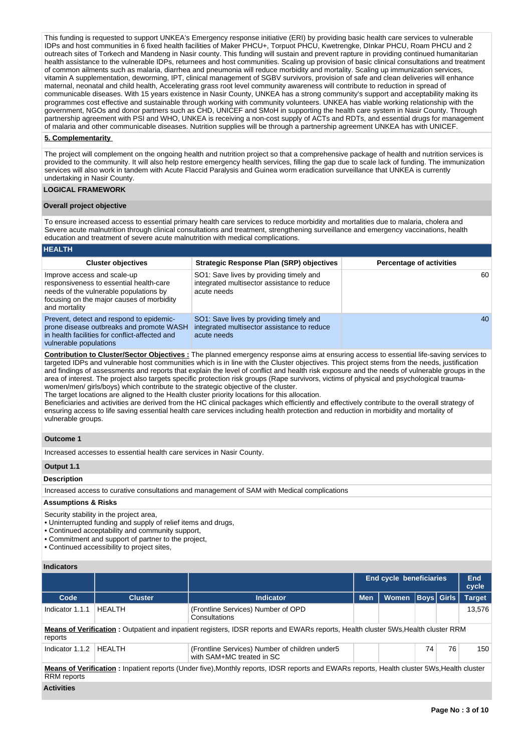This funding is requested to support UNKEA's Emergency response initiative (ERI) by providing basic health care services to vulnerable IDPs and host communities in 6 fixed health facilities of Maker PHCU+, Torpuot PHCU, Kwetrengke, DInkar PHCU, Roam PHCU and 2 outreach sites of Torkech and Mandeng in Nasir county. This funding will sustain and prevent rapture in providing continued humanitarian health assistance to the vulnerable IDPs, returnees and host communities. Scaling up provision of basic clinical consultations and treatment of common ailments such as malaria, diarrhea and pneumonia will reduce morbidity and mortality. Scaling up immunization services, vitamin A supplementation, deworming, IPT, clinical management of SGBV survivors, provision of safe and clean deliveries will enhance maternal, neonatal and child health, Accelerating grass root level community awareness will contribute to reduction in spread of communicable diseases. With 15 years existence in Nasir County, UNKEA has a strong community's support and acceptability making its programmes cost effective and sustainable through working with community volunteers. UNKEA has viable working relationship with the government, NGOs and donor partners such as CHD, UNICEF and SMoH in supporting the health care system in Nasir County. Through partnership agreement with PSI and WHO, UNKEA is receiving a non-cost supply of ACTs and RDTs, and essential drugs for management of malaria and other communicable diseases. Nutrition supplies will be through a partnership agreement UNKEA has with UNICEF.

**5. Complementarity**

The project will complement on the ongoing health and nutrition project so that a comprehensive package of health and nutrition services is provided to the community. It will also help restore emergency health services, filling the gap due to scale lack of funding. The immunization services will also work in tandem with Acute Flaccid Paralysis and Guinea worm eradication surveillance that UNKEA is currently undertaking in Nasir County.

## LOGICAL FRAMEWORK

### Overall project objective

To ensure increased access to essential primary health care services to reduce morbidity and mortalities due to malaria, cholera and Severe acute malnutrition through clinical consultations and treatment, strengthening surveillance and emergency vaccinations, health education and treatment of severe acute malnutrition with medical complications.

### HEALTH

| Cluster objectives | Strategic Response Plan (SRP) objectives | Percentage of activities |
|---|---|---|
| Improve access and scale-up responsiveness to essential health-care needs of the vulnerable populations by focusing on the major causes of morbidity and mortality | SO1: Save lives by providing timely and integrated multisector assistance to reduce acute needs | 60 |
| Prevent, detect and respond to epidemic-prone disease outbreaks and promote WASH in health facilities for conflict-affected and vulnerable populations | SO1: Save lives by providing timely and integrated multisector assistance to reduce acute needs | 40 |

**Contribution to Cluster/Sector Objectives :** The planned emergency response aims at ensuring access to essential life-saving services to targeted IDPs and vulnerable host communities which is in line with the Cluster objectives. This project stems from the needs, justification and findings of assessments and reports that explain the level of conflict and health risk exposure and the needs of vulnerable groups in the area of interest. The project also targets specific protection risk groups (Rape survivors, victims of physical and psychological trauma-women/men/ girls/boys) which contribute to the strategic objective of the cluster.
The target locations are aligned to the Health cluster priority locations for this allocation.
Beneficiaries and activities are derived from the HC clinical packages which efficiently and effectively contribute to the overall strategy of ensuring access to life saving essential health care services including health protection and reduction in morbidity and mortality of vulnerable groups.

### Outcome 1

Increased accesses to essential health care services in Nasir County.

### Output 1.1

**Description**

Increased access to curative consultations and management of SAM with Medical complications

**Assumptions & Risks**

Security stability in the project area,
- Uninterrupted funding and supply of relief items and drugs,
- Continued acceptability and community support,
- Commitment and support of partner to the project,
- Continued accessibility to project sites,

**Indicators**

| | | | End cycle beneficiaries | | | | End cycle |
|---|---|---|---|---|---|---|---|
| Code | Cluster | Indicator | Men | Women | Boys | Girls | Target |
| Indicator 1.1.1 | HEALTH | (Frontline Services) Number of OPD Consultations | | | | | 13,576 |
| Indicator 1.1.2 | HEALTH | (Frontline Services) Number of children under5 with SAM+MC treated in SC | | | 74 | 76 | 150 |

**Means of Verification** (Indicator 1.1.1) **:** Outpatient and inpatient registers, IDSR reports and EWARs reports, Health cluster 5Ws,Health cluster RRM reports

**Means of Verification** (Indicator 1.1.2) **:** Inpatient reports (Under five),Monthly reports, IDSR reports and EWARs reports, Health cluster 5Ws,Health cluster RRM reports

**Activities**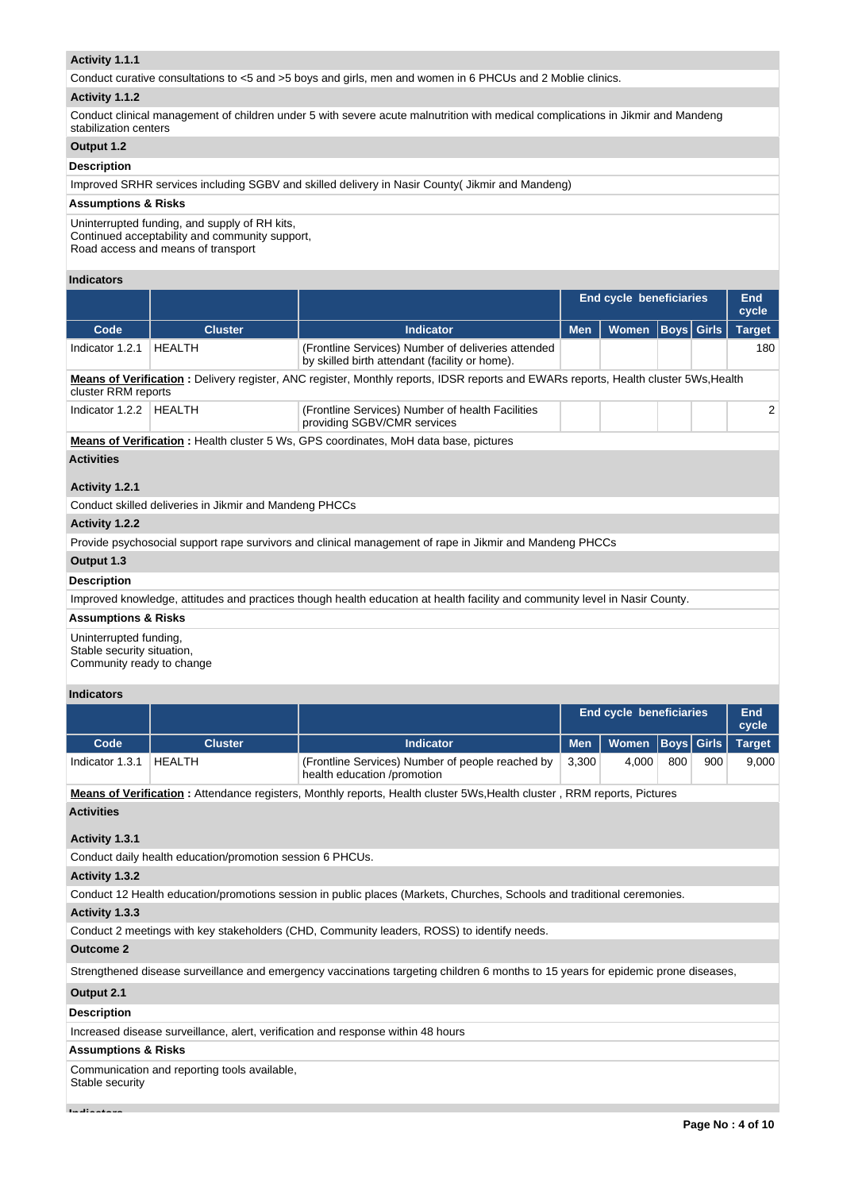**Activity 1.1.1**

Conduct curative consultations to <5 and >5 boys and girls, men and women in 6 PHCUs and 2 Moblie clinics.

**Activity 1.1.2**

Conduct clinical management of children under 5 with severe acute malnutrition with medical complications in Jikmir and Mandeng stabilization centers

**Output 1.2**

**Description**

Improved SRHR services including SGBV and skilled delivery in Nasir County( Jikmir and Mandeng)

**Assumptions & Risks**

Uninterrupted funding, and supply of RH kits,
Continued acceptability and community support,
Road access and means of transport

**Indicators**

| | | | End cycle beneficiaries | | | | End cycle |
|---|---|---|---|---|---|---|---|
| **Code** | **Cluster** | **Indicator** | **Men** | **Women** | **Boys** | **Girls** | **Target** |
| Indicator 1.2.1 | HEALTH | (Frontline Services) Number of deliveries attended by skilled birth attendant (facility or home). | | | | | 180 |

**Means of Verification :** Delivery register, ANC register, Monthly reports, IDSR reports and EWARs reports, Health cluster 5Ws,Health cluster RRM reports

| **Code** | **Cluster** | **Indicator** | **Men** | **Women** | **Boys** | **Girls** | **Target** |
|---|---|---|---|---|---|---|---|
| Indicator 1.2.2 | HEALTH | (Frontline Services) Number of health Facilities providing SGBV/CMR services | | | | | 2 |

**Means of Verification :** Health cluster 5 Ws, GPS coordinates, MoH data base, pictures

**Activities**

**Activity 1.2.1**

Conduct skilled deliveries in Jikmir and Mandeng PHCCs

**Activity 1.2.2**

Provide psychosocial support rape survivors and clinical management of rape in Jikmir and Mandeng PHCCs

**Output 1.3**

**Description**

Improved knowledge, attitudes and practices though health education at health facility and community level in Nasir County.

**Assumptions & Risks**

Uninterrupted funding,
Stable security situation,
Community ready to change

**Indicators**

| | | | End cycle beneficiaries | | | | End cycle |
|---|---|---|---|---|---|---|---|
| **Code** | **Cluster** | **Indicator** | **Men** | **Women** | **Boys** | **Girls** | **Target** |
| Indicator 1.3.1 | HEALTH | (Frontline Services) Number of people reached by health education /promotion | 3,300 | 4,000 | 800 | 900 | 9,000 |

**Means of Verification :** Attendance registers, Monthly reports, Health cluster 5Ws,Health cluster , RRM reports, Pictures

**Activities**

**Activity 1.3.1**

Conduct daily health education/promotion session 6 PHCUs.

**Activity 1.3.2**

Conduct 12 Health education/promotions session in public places (Markets, Churches, Schools and traditional ceremonies.

**Activity 1.3.3**

Conduct 2 meetings with key stakeholders (CHD, Community leaders, ROSS) to identify needs.

**Outcome 2**

Strengthened disease surveillance and emergency vaccinations targeting children 6 months to 15 years for epidemic prone diseases,

**Output 2.1**

**Description**

Increased disease surveillance, alert, verification and response within 48 hours

**Assumptions & Risks**

Communication and reporting tools available,
Stable security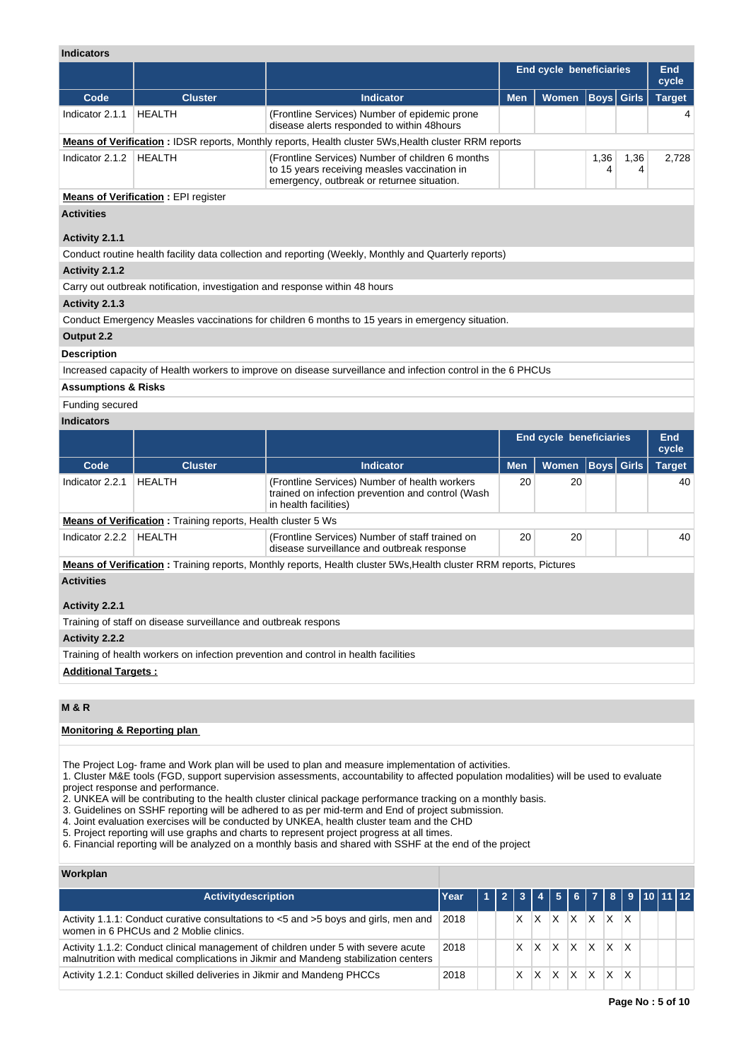**Indicators**

| | | | End cycle beneficiaries | | | | End cycle |
|---|---|---|---|---|---|---|---|
| **Code** | **Cluster** | **Indicator** | **Men** | **Women** | **Boys** | **Girls** | **Target** |
| Indicator 2.1.1 | HEALTH | (Frontline Services) Number of epidemic prone disease alerts responded to within 48hours | | | | | 4 |

**Means of Verification :** IDSR reports, Monthly reports, Health cluster 5Ws,Health cluster RRM reports

| | | | End cycle beneficiaries | | | | End cycle |
|---|---|---|---|---|---|---|---|
| **Code** | **Cluster** | **Indicator** | **Men** | **Women** | **Boys** | **Girls** | **Target** |
| Indicator 2.1.2 | HEALTH | (Frontline Services) Number of children 6 months to 15 years receiving measles vaccination in emergency, outbreak or returnee situation. | | | 1,364 | 1,364 | 2,728 |

**Means of Verification :** EPI register

**Activities**

**Activity 2.1.1**

Conduct routine health facility data collection and reporting (Weekly, Monthly and Quarterly reports)

**Activity 2.1.2**

Carry out outbreak notification, investigation and response within 48 hours

**Activity 2.1.3**

Conduct Emergency Measles vaccinations for children 6 months to 15 years in emergency situation.

**Output 2.2**

**Description**

Increased capacity of Health workers to improve on disease surveillance and infection control in the 6 PHCUs

**Assumptions & Risks**

Funding secured

**Indicators**

| | | | End cycle beneficiaries | | | | End cycle |
|---|---|---|---|---|---|---|---|
| **Code** | **Cluster** | **Indicator** | **Men** | **Women** | **Boys** | **Girls** | **Target** |
| Indicator 2.2.1 | HEALTH | (Frontline Services) Number of health workers trained on infection prevention and control (Wash in health facilities) | 20 | 20 | | | 40 |

**Means of Verification :** Training reports, Health cluster 5 Ws

| | | | End cycle beneficiaries | | | | End cycle |
|---|---|---|---|---|---|---|---|
| **Code** | **Cluster** | **Indicator** | **Men** | **Women** | **Boys** | **Girls** | **Target** |
| Indicator 2.2.2 | HEALTH | (Frontline Services) Number of staff trained on disease surveillance and outbreak response | 20 | 20 | | | 40 |

**Means of Verification :** Training reports, Monthly reports, Health cluster 5Ws,Health cluster RRM reports, Pictures

**Activities**

**Activity 2.2.1**

Training of staff on disease surveillance and outbreak respons

**Activity 2.2.2**

Training of health workers on infection prevention and control in health facilities

**Additional Targets :**

## M & R

**Monitoring & Reporting plan**

The Project Log- frame and Work plan will be used to plan and measure implementation of activities.
1. Cluster M&E tools (FGD, support supervision assessments, accountability to affected population modalities) will be used to evaluate project response and performance.
2. UNKEA will be contributing to the health cluster clinical package performance tracking on a monthly basis.
3. Guidelines on SSHF reporting will be adhered to as per mid-term and End of project submission.
4. Joint evaluation exercises will be conducted by UNKEA, health cluster team and the CHD
5. Project reporting will use graphs and charts to represent project progress at all times.
6. Financial reporting will be analyzed on a monthly basis and shared with SSHF at the end of the project

**Workplan**

| Activitydescription | Year | 1 | 2 | 3 | 4 | 5 | 6 | 7 | 8 | 9 | 10 | 11 | 12 |
|---|---|---|---|---|---|---|---|---|---|---|---|---|---|
| Activity 1.1.1: Conduct curative consultations to <5 and >5 boys and girls, men and women in 6 PHCUs and 2 Moblie clinics. | 2018 | | | X | X | X | X | X | X | X | | | |
| Activity 1.1.2: Conduct clinical management of children under 5 with severe acute malnutrition with medical complications in Jikmir and Mandeng stabilization centers | 2018 | | | X | X | X | X | X | X | X | | | |
| Activity 1.2.1: Conduct skilled deliveries in Jikmir and Mandeng PHCCs | 2018 | | | X | X | X | X | X | X | X | | | |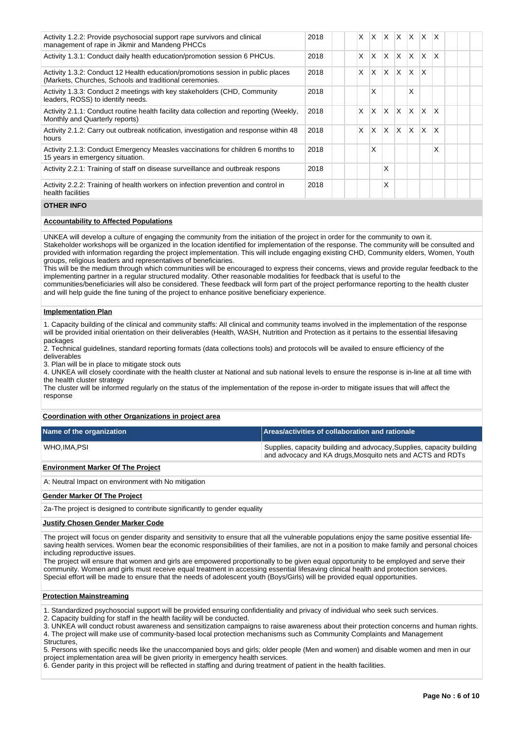| Activity | Year | 1 | 2 | 3 | 4 | 5 | 6 | 7 | 8 | 9 | 10 | 11 | 12 |
|---|---|---|---|---|---|---|---|---|---|---|---|---|---|
| Activity 1.2.2: Provide psychosocial support rape survivors and clinical management of rape in Jikmir and Mandeng PHCCs | 2018 | | | X | X | X | X | X | X | X | | | |
| Activity 1.3.1: Conduct daily health education/promotion session 6 PHCUs. | 2018 | | | X | X | X | X | X | X | X | | | |
| Activity 1.3.2: Conduct 12 Health education/promotions session in public places (Markets, Churches, Schools and traditional ceremonies. | 2018 | | | X | X | X | X | X | X | | | | |
| Activity 1.3.3: Conduct 2 meetings with key stakeholders (CHD, Community leaders, ROSS) to identify needs. | 2018 | | | | X | | | X | | | | | |
| Activity 2.1.1: Conduct routine health facility data collection and reporting (Weekly, Monthly and Quarterly reports) | 2018 | | | X | X | X | X | X | X | X | | | |
| Activity 2.1.2: Carry out outbreak notification, investigation and response within 48 hours | 2018 | | | X | X | X | X | X | X | X | | | |
| Activity 2.1.3: Conduct Emergency Measles vaccinations for children 6 months to 15 years in emergency situation. | 2018 | | | | X | | | | | X | | | |
| Activity 2.2.1: Training of staff on disease surveillance and outbreak respons | 2018 | | | | | X | | | | | | | |
| Activity 2.2.2: Training of health workers on infection prevention and control in health facilities | 2018 | | | | | X | | | | | | | |

## OTHER INFO

**Accountability to Affected Populations**

UNKEA will develop a culture of engaging the community from the initiation of the project in order for the community to own it. Stakeholder workshops will be organized in the location identified for implementation of the response. The community will be consulted and provided with information regarding the project implementation. This will include engaging existing CHD, Community elders, Women, Youth groups, religious leaders and representatives of beneficiaries.
This will be the medium through which communities will be encouraged to express their concerns, views and provide regular feedback to the implementing partner in a regular structured modality. Other reasonable modalities for feedback that is useful to the communities/beneficiaries will also be considered. These feedback will form part of the project performance reporting to the health cluster and will help guide the fine tuning of the project to enhance positive beneficiary experience.

**Implementation Plan**

1. Capacity building of the clinical and community staffs: All clinical and community teams involved in the implementation of the response will be provided initial orientation on their deliverables (Health, WASH, Nutrition and Protection as it pertains to the essential lifesaving packages
2. Technical guidelines, standard reporting formats (data collections tools) and protocols will be availed to ensure efficiency of the deliverables
3. Plan will be in place to mitigate stock outs
4. UNKEA will closely coordinate with the health cluster at National and sub national levels to ensure the response is in-line at all time with the health cluster strategy
The cluster will be informed regularly on the status of the implementation of the repose in-order to mitigate issues that will affect the response

**Coordination with other Organizations in project area**

| Name of the organization | Areas/activities of collaboration and rationale |
|---|---|
| WHO,IMA,PSI | Supplies, capacity building and advocacy,Supplies, capacity building and advocacy and KA drugs,Mosquito nets and ACTS and RDTs |

**Environment Marker Of The Project**

A: Neutral Impact on environment with No mitigation

**Gender Marker Of The Project**

2a-The project is designed to contribute significantly to gender equality

**Justify Chosen Gender Marker Code**

The project will focus on gender disparity and sensitivity to ensure that all the vulnerable populations enjoy the same positive essential life-saving health services. Women bear the economic responsibilities of their families, are not in a position to make family and personal choices including reproductive issues.
The project will ensure that women and girls are empowered proportionally to be given equal opportunity to be employed and serve their community. Women and girls must receive equal treatment in accessing essential lifesaving clinical health and protection services.
Special effort will be made to ensure that the needs of adolescent youth (Boys/Girls) will be provided equal opportunities.

**Protection Mainstreaming**

1. Standardized psychosocial support will be provided ensuring confidentiality and privacy of individual who seek such services.
2. Capacity building for staff in the health facility will be conducted.
3. UNKEA will conduct robust awareness and sensitization campaigns to raise awareness about their protection concerns and human rights.
4. The project will make use of community-based local protection mechanisms such as Community Complaints and Management Structures,
5. Persons with specific needs like the unaccompanied boys and girls; older people (Men and women) and disable women and men in our project implementation area will be given priority in emergency health services.
6. Gender parity in this project will be reflected in staffing and during treatment of patient in the health facilities.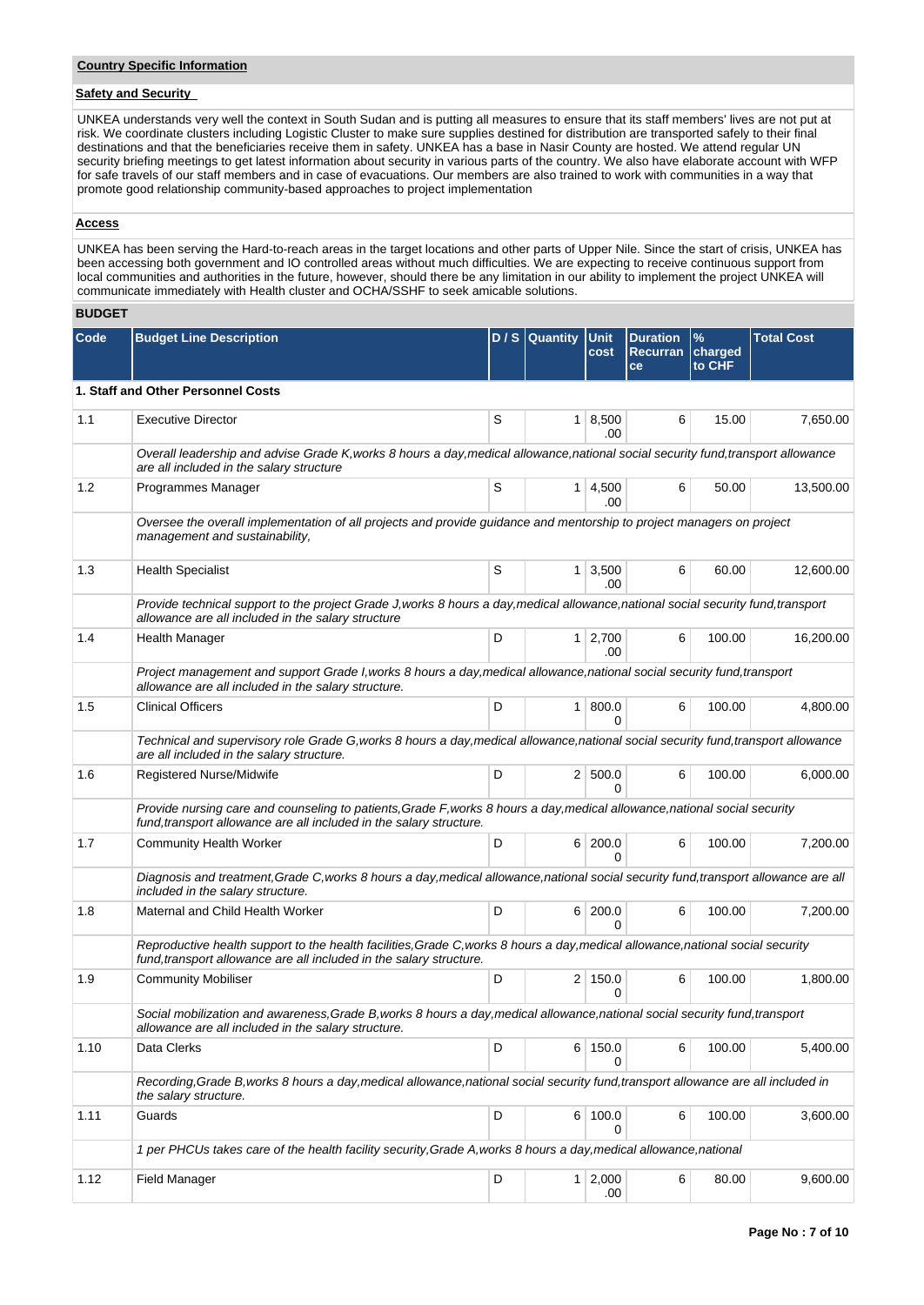## Country Specific Information

### Safety and Security

UNKEA understands very well the context in South Sudan and is putting all measures to ensure that its staff members' lives are not put at risk. We coordinate clusters including Logistic Cluster to make sure supplies destined for distribution are transported safely to their final destinations and that the beneficiaries receive them in safety. UNKEA has a base in Nasir County are hosted. We attend regular UN security briefing meetings to get latest information about security in various parts of the country. We also have elaborate account with WFP for safe travels of our staff members and in case of evacuations. Our members are also trained to work with communities in a way that promote good relationship community-based approaches to project implementation

### Access

UNKEA has been serving the Hard-to-reach areas in the target locations and other parts of Upper Nile. Since the start of crisis, UNKEA has been accessing both government and IO controlled areas without much difficulties. We are expecting to receive continuous support from local communities and authorities in the future, however, should there be any limitation in our ability to implement the project UNKEA will communicate immediately with Health cluster and OCHA/SSHF to seek amicable solutions.

## BUDGET

| Code | Budget Line Description | D / S | Quantity | Unit cost | Duration Recurrance | % charged to CHF | Total Cost |
|---|---|---|---|---|---|---|---|
| **1. Staff and Other Personnel Costs** | | | | | | | |
| 1.1 | Executive Director | S | 1 | 8,500.00 | 6 | 15.00 | 7,650.00 |
| | *Overall leadership and advise Grade K,works 8 hours a day,medical allowance,national social security fund,transport allowance are all included in the salary structure* | | | | | | |
| 1.2 | Programmes Manager | S | 1 | 4,500.00 | 6 | 50.00 | 13,500.00 |
| | *Oversee the overall implementation of all projects and provide guidance and mentorship to project managers on project management and sustainability,* | | | | | | |
| 1.3 | Health Specialist | S | 1 | 3,500.00 | 6 | 60.00 | 12,600.00 |
| | *Provide technical support to the project Grade J,works 8 hours a day,medical allowance,national social security fund,transport allowance are all included in the salary structure* | | | | | | |
| 1.4 | Health Manager | D | 1 | 2,700.00 | 6 | 100.00 | 16,200.00 |
| | *Project management and support Grade I,works 8 hours a day,medical allowance,national social security fund,transport allowance are all included in the salary structure.* | | | | | | |
| 1.5 | Clinical Officers | D | 1 | 800.00 | 6 | 100.00 | 4,800.00 |
| | *Technical and supervisory role Grade G,works 8 hours a day,medical allowance,national social security fund,transport allowance are all included in the salary structure.* | | | | | | |
| 1.6 | Registered Nurse/Midwife | D | 2 | 500.00 | 6 | 100.00 | 6,000.00 |
| | *Provide nursing care and counseling to patients,Grade F,works 8 hours a day,medical allowance,national social security fund,transport allowance are all included in the salary structure.* | | | | | | |
| 1.7 | Community Health Worker | D | 6 | 200.00 | 6 | 100.00 | 7,200.00 |
| | *Diagnosis and treatment,Grade C,works 8 hours a day,medical allowance,national social security fund,transport allowance are all included in the salary structure.* | | | | | | |
| 1.8 | Maternal and Child Health Worker | D | 6 | 200.00 | 6 | 100.00 | 7,200.00 |
| | *Reproductive health support to the health facilities,Grade C,works 8 hours a day,medical allowance,national social security fund,transport allowance are all included in the salary structure.* | | | | | | |
| 1.9 | Community Mobiliser | D | 2 | 150.00 | 6 | 100.00 | 1,800.00 |
| | *Social mobilization and awareness,Grade B,works 8 hours a day,medical allowance,national social security fund,transport allowance are all included in the salary structure.* | | | | | | |
| 1.10 | Data Clerks | D | 6 | 150.00 | 6 | 100.00 | 5,400.00 |
| | *Recording,Grade B,works 8 hours a day,medical allowance,national social security fund,transport allowance are all included in the salary structure.* | | | | | | |
| 1.11 | Guards | D | 6 | 100.00 | 6 | 100.00 | 3,600.00 |
| | *1 per PHCUs takes care of the health facility security,Grade A,works 8 hours a day,medical allowance,national* | | | | | | |
| 1.12 | Field Manager | D | 1 | 2,000.00 | 6 | 80.00 | 9,600.00 |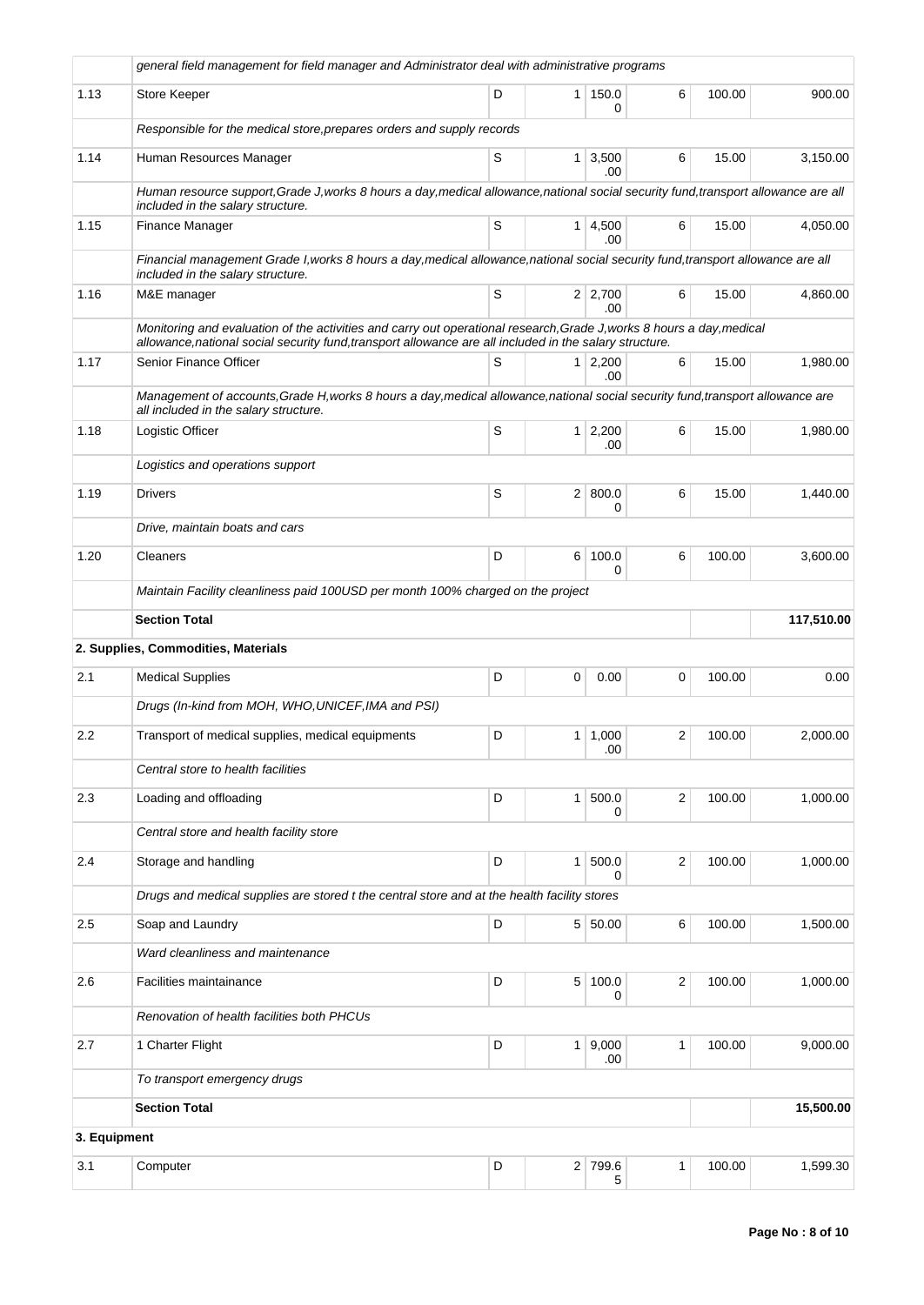| | | | | | | | |
|---|---|---|---|---|---|---|---|
| | *general field management for field manager and Administrator deal with administrative programs* | | | | | | |
| 1.13 | Store Keeper | D | 1 | 150.00 | 6 | 100.00 | 900.00 |
| | *Responsible for the medical store,prepares orders and supply records* | | | | | | |
| 1.14 | Human Resources Manager | S | 1 | 3,500.00 | 6 | 15.00 | 3,150.00 |
| | *Human resource support,Grade J,works 8 hours a day,medical allowance,national social security fund,transport allowance are all included in the salary structure.* | | | | | | |
| 1.15 | Finance Manager | S | 1 | 4,500.00 | 6 | 15.00 | 4,050.00 |
| | *Financial management Grade I,works 8 hours a day,medical allowance,national social security fund,transport allowance are all included in the salary structure.* | | | | | | |
| 1.16 | M&E manager | S | 2 | 2,700.00 | 6 | 15.00 | 4,860.00 |
| | *Monitoring and evaluation of the activities and carry out operational research,Grade J,works 8 hours a day,medical allowance,national social security fund,transport allowance are all included in the salary structure.* | | | | | | |
| 1.17 | Senior Finance Officer | S | 1 | 2,200.00 | 6 | 15.00 | 1,980.00 |
| | *Management of accounts,Grade H,works 8 hours a day,medical allowance,national social security fund,transport allowance are all included in the salary structure.* | | | | | | |
| 1.18 | Logistic Officer | S | 1 | 2,200.00 | 6 | 15.00 | 1,980.00 |
| | *Logistics and operations support* | | | | | | |
| 1.19 | Drivers | S | 2 | 800.00 | 6 | 15.00 | 1,440.00 |
| | *Drive, maintain boats and cars* | | | | | | |
| 1.20 | Cleaners | D | 6 | 100.00 | 6 | 100.00 | 3,600.00 |
| | *Maintain Facility cleanliness paid 100USD per month 100% charged on the project* | | | | | | |
| | **Section Total** | | | | | | **117,510.00** |
| | **2. Supplies, Commodities, Materials** | | | | | | |
| 2.1 | Medical Supplies | D | 0 | 0.00 | 0 | 100.00 | 0.00 |
| | *Drugs (In-kind from MOH, WHO,UNICEF,IMA and PSI)* | | | | | | |
| 2.2 | Transport of medical supplies, medical equipments | D | 1 | 1,000.00 | 2 | 100.00 | 2,000.00 |
| | *Central store to health facilities* | | | | | | |
| 2.3 | Loading and offloading | D | 1 | 500.00 | 2 | 100.00 | 1,000.00 |
| | *Central store and health facility store* | | | | | | |
| 2.4 | Storage and handling | D | 1 | 500.00 | 2 | 100.00 | 1,000.00 |
| | *Drugs and medical supplies are stored t the central store and at the health facility stores* | | | | | | |
| 2.5 | Soap and Laundry | D | 5 | 50.00 | 6 | 100.00 | 1,500.00 |
| | *Ward cleanliness and maintenance* | | | | | | |
| 2.6 | Facilities maintainance | D | 5 | 100.00 | 2 | 100.00 | 1,000.00 |
| | *Renovation of health facilities both PHCUs* | | | | | | |
| 2.7 | 1 Charter Flight | D | 1 | 9,000.00 | 1 | 100.00 | 9,000.00 |
| | *To transport emergency drugs* | | | | | | |
| | **Section Total** | | | | | | **15,500.00** |
| **3. Equipment** | | | | | | | |
| 3.1 | Computer | D | 2 | 799.65 | 1 | 100.00 | 1,599.30 |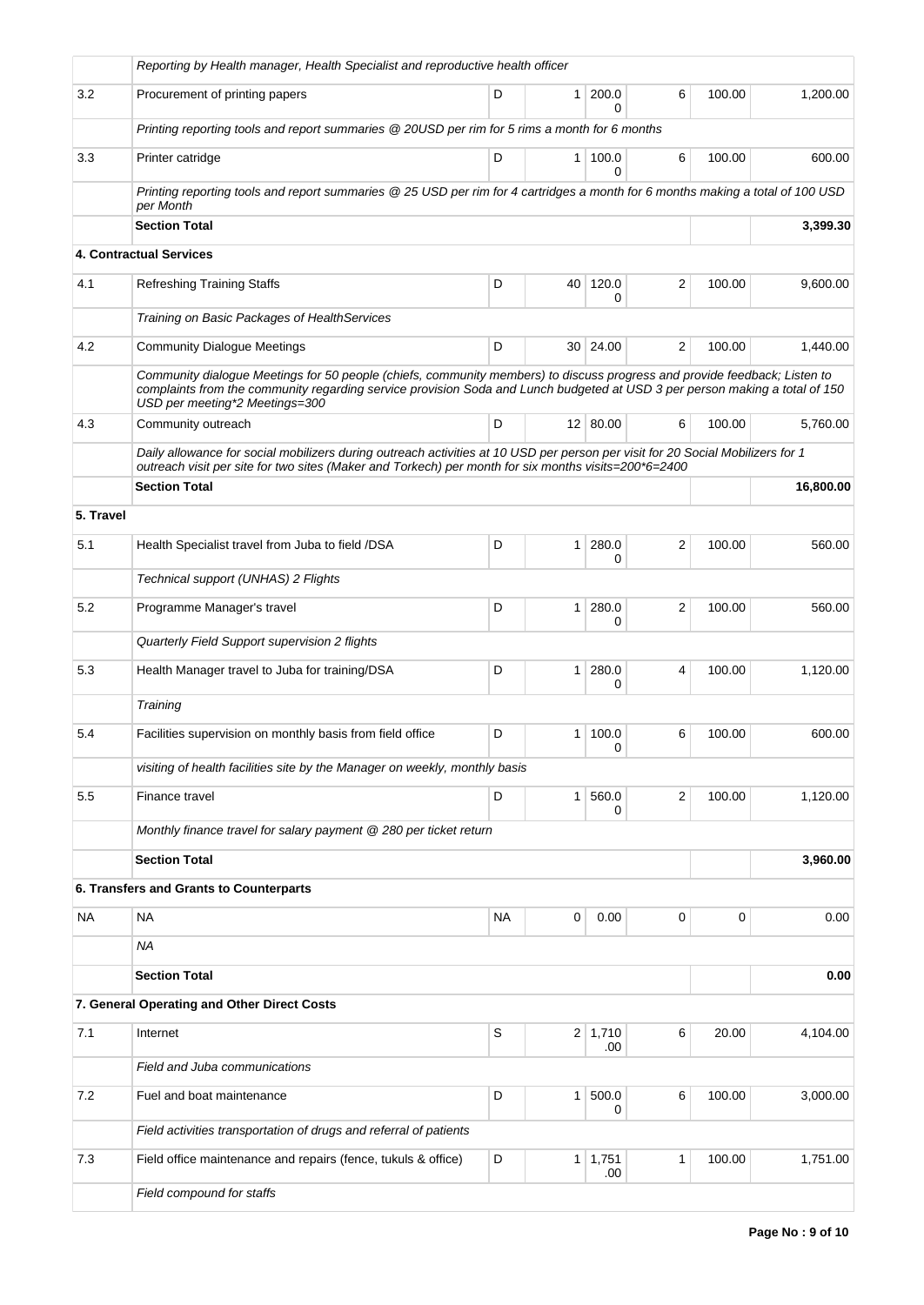| | | | | | | | |
|---|---|---|---|---|---|---|---|
| | *Reporting by Health manager, Health Specialist and reproductive health officer* | | | | | | |
| 3.2 | Procurement of printing papers | D | 1 | 200.00 | 6 | 100.00 | 1,200.00 |
| | *Printing reporting tools and report summaries @ 20USD per rim for 5 rims a month for 6 months* | | | | | | |
| 3.3 | Printer catridge | D | 1 | 100.00 | 6 | 100.00 | 600.00 |
| | *Printing reporting tools and report summaries @ 25 USD per rim for 4 cartridges a month for 6 months making a total of 100 USD per Month* | | | | | | |
| | **Section Total** | | | | | | **3,399.30** |
| | **4. Contractual Services** | | | | | | |
| 4.1 | Refreshing Training Staffs | D | 40 | 120.00 | 2 | 100.00 | 9,600.00 |
| | *Training on Basic Packages of HealthServices* | | | | | | |
| 4.2 | Community Dialogue Meetings | D | 30 | 24.00 | 2 | 100.00 | 1,440.00 |
| | *Community dialogue Meetings for 50 people (chiefs, community members) to discuss progress and provide feedback; Listen to complaints from the community regarding service provision Soda and Lunch budgeted at USD 3 per person making a total of 150 USD per meeting*2 Meetings=300* | | | | | | |
| 4.3 | Community outreach | D | 12 | 80.00 | 6 | 100.00 | 5,760.00 |
| | *Daily allowance for social mobilizers during outreach activities at 10 USD per person per visit for 20 Social Mobilizers for 1 outreach visit per site for two sites (Maker and Torkech) per month for six months visits=200*6=2400* | | | | | | |
| | **Section Total** | | | | | | **16,800.00** |
| **5. Travel** | | | | | | | |
| 5.1 | Health Specialist travel from Juba to field /DSA | D | 1 | 280.00 | 2 | 100.00 | 560.00 |
| | *Technical support (UNHAS) 2 Flights* | | | | | | |
| 5.2 | Programme Manager's travel | D | 1 | 280.00 | 2 | 100.00 | 560.00 |
| | *Quarterly Field Support supervision 2 flights* | | | | | | |
| 5.3 | Health Manager travel to Juba for training/DSA | D | 1 | 280.00 | 4 | 100.00 | 1,120.00 |
| | *Training* | | | | | | |
| 5.4 | Facilities supervision on monthly basis from field office | D | 1 | 100.00 | 6 | 100.00 | 600.00 |
| | *visiting of health facilities site by the Manager on weekly, monthly basis* | | | | | | |
| 5.5 | Finance travel | D | 1 | 560.00 | 2 | 100.00 | 1,120.00 |
| | *Monthly finance travel for salary payment @ 280 per ticket return* | | | | | | |
| | **Section Total** | | | | | | **3,960.00** |
| | **6. Transfers and Grants to Counterparts** | | | | | | |
| NA | NA | NA | 0 | 0.00 | 0 | 0 | 0.00 |
| | *NA* | | | | | | |
| | **Section Total** | | | | | | **0.00** |
| | **7. General Operating and Other Direct Costs** | | | | | | |
| 7.1 | Internet | S | 2 | 1,710.00 | 6 | 20.00 | 4,104.00 |
| | *Field and Juba communications* | | | | | | |
| 7.2 | Fuel and boat maintenance | D | 1 | 500.00 | 6 | 100.00 | 3,000.00 |
| | *Field activities transportation of drugs and referral of patients* | | | | | | |
| 7.3 | Field office maintenance and repairs (fence, tukuls & office) | D | 1 | 1,751.00 | 1 | 100.00 | 1,751.00 |
| | *Field compound for staffs* | | | | | | |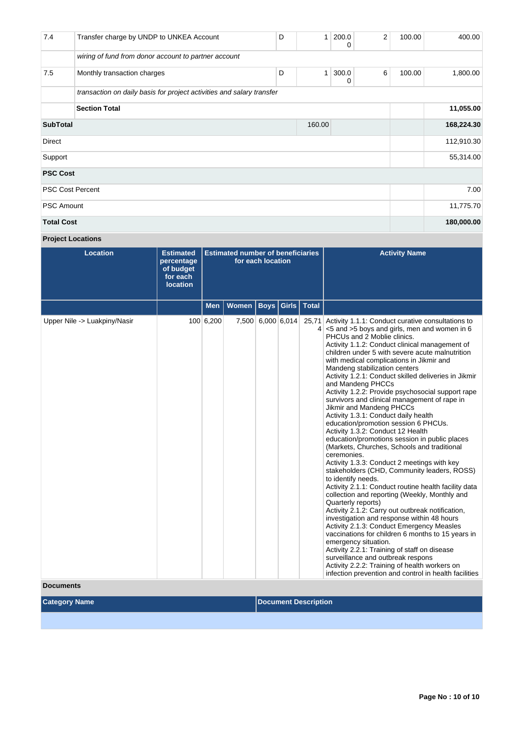| | | | | | | | |
|---|---|---|---|---|---|---|---|
| 7.4 | Transfer charge by UNDP to UNKEA Account | D | 1 | 200.00 | 2 | 100.00 | 400.00 |
| | *wiring of fund from donor account to partner account* | | | | | | |
| 7.5 | Monthly transaction charges | D | 1 | 300.00 | 6 | 100.00 | 1,800.00 |
| | *transaction on daily basis for project activities and salary transfer* | | | | | | |
| | **Section Total** | | | | | | **11,055.00** |
| **SubTotal** | | | 160.00 | | | | **168,224.30** |
| Direct | | | | | | | 112,910.30 |
| Support | | | | | | | 55,314.00 |
| **PSC Cost** | | | | | | | |
| PSC Cost Percent | | | | | | | 7.00 |
| PSC Amount | | | | | | | 11,775.70 |
| **Total Cost** | | | | | | | **180,000.00** |

**Project Locations**

| Location | Estimated percentage of budget for each location | Estimated number of beneficiaries for each location | | | | | Activity Name |
|---|---|---|---|---|---|---|---|
| | | Men | Women | Boys | Girls | Total | |
| Upper Nile -> Luakpiny/Nasir | 100 | 6,200 | 7,500 | 6,000 | 6,014 | 25,714 | Activity 1.1.1: Conduct curative consultations to <5 and >5 boys and girls, men and women in 6 PHCUs and 2 Moblie clinics.<br>Activity 1.1.2: Conduct clinical management of children under 5 with severe acute malnutrition with medical complications in Jikmir and Mandeng stabilization centers<br>Activity 1.2.1: Conduct skilled deliveries in Jikmir and Mandeng PHCCs<br>Activity 1.2.2: Provide psychosocial support rape survivors and clinical management of rape in Jikmir and Mandeng PHCCs<br>Activity 1.3.1: Conduct daily health education/promotion session 6 PHCUs.<br>Activity 1.3.2: Conduct 12 Health education/promotions session in public places (Markets, Churches, Schools and traditional ceremonies.<br>Activity 1.3.3: Conduct 2 meetings with key stakeholders (CHD, Community leaders, ROSS) to identify needs.<br>Activity 2.1.1: Conduct routine health facility data collection and reporting (Weekly, Monthly and Quarterly reports)<br>Activity 2.1.2: Carry out outbreak notification, investigation and response within 48 hours<br>Activity 2.1.3: Conduct Emergency Measles vaccinations for children 6 months to 15 years in emergency situation.<br>Activity 2.2.1: Training of staff on disease surveillance and outbreak respons<br>Activity 2.2.2: Training of health workers on infection prevention and control in health facilities |

**Documents**

| Category Name | Document Description |
|---|---|
| | |